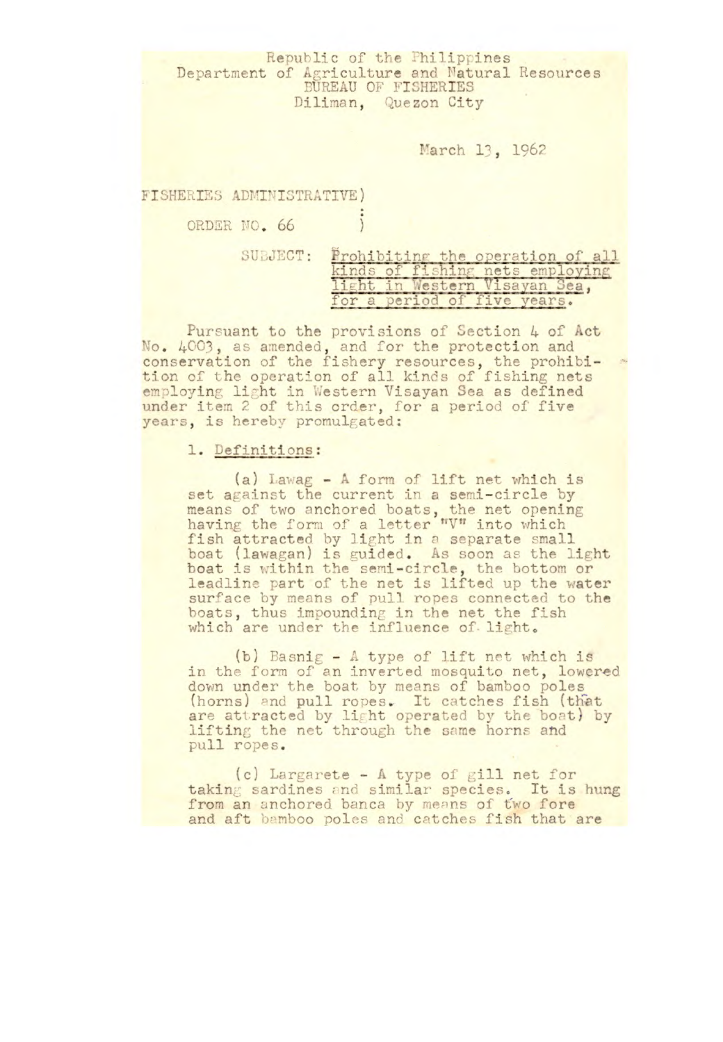Republic of the Philippines
Department of Agriculture and Natural Resources
BUREAU OF FISHERIES
Diliman, Quezon City

March 13, 1962

FISHERIES ADMINISTRATIVE ORDER NO. 66

SUBJECT: Prohibiting the operation of all kinds of fishing nets employing light in Western Visayan Sea, for a period of five years.

Pursuant to the provisions of Section 4 of Act No. 4003, as amended, and for the protection and conservation of the fishery resources, the prohibition of the operation of all kinds of fishing nets employing light in Western Visayan Sea as defined under item 2 of this order, for a period of five years, is hereby promulgated:

1. Definitions:

(a) Lawag - A form of lift net which is set against the current in a semi-circle by means of two anchored boats, the net opening having the form of a letter "V" into which fish attracted by light in a separate small boat (lawagan) is guided. As soon as the light boat is within the semi-circle, the bottom or leadline part of the net is lifted up the water surface by means of pull ropes connected to the boats, thus impounding in the net the fish which are under the influence of light.

(b) Basnig - A type of lift net which is in the form of an inverted mosquito net, lowered down under the boat by means of bamboo poles (horns) and pull ropes. It catches fish (that are attracted by light operated by the boat) by lifting the net through the same horns and pull ropes.

(c) Largarete - A type of gill net for taking sardines and similar species. It is hung from an anchored banca by means of two fore and aft bamboo poles and catches fish that are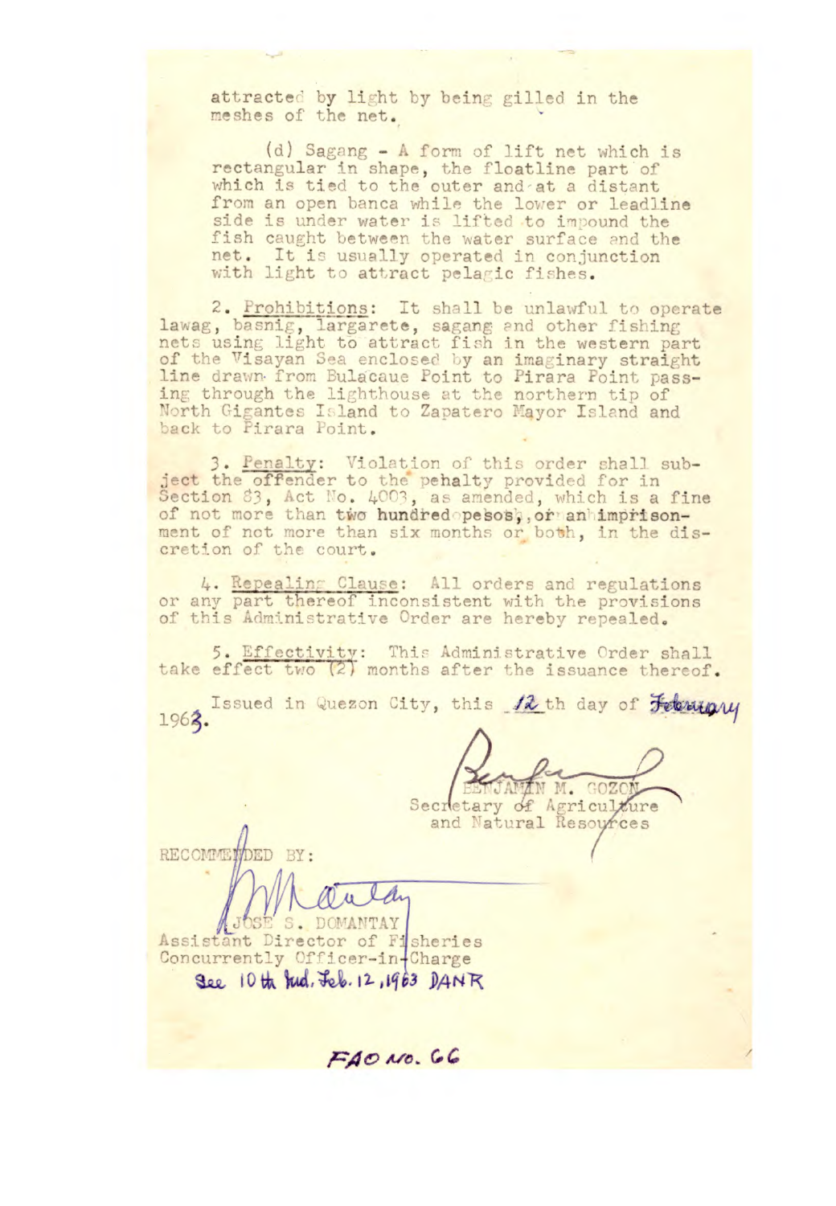attracted by light by being gilled in the meshes of the net.

(d) Sagang - A form of lift net which is rectangular in shape, the floatline part of which is tied to the outer and at a distant from an open banca while the lower or leadline side is under water is lifted to impound the fish caught between the water surface and the net. It is usually operated in conjunction with light to attract pelagic fishes.

2. Prohibitions: It shall be unlawful to operate lawag, basnig, largarete, sagang and other fishing nets using light to attract fish in the western part of the Visayan Sea enclosed by an imaginary straight line drawn from Bulacaue Point to Pirara Point passing through the lighthouse at the northern tip of North Gigantes Island to Zapatero Mayor Island and back to Pirara Point.

3. Penalty: Violation of this order shall subject the offender to the penalty provided for in Section 83, Act No. 4003, as amended, which is a fine of not more than two hundred pesos, or an imprisonment of not more than six months or both, in the discretion of the court.

4. Repealing Clause: All orders and regulations or any part thereof inconsistent with the provisions of this Administrative Order are hereby repealed.

5. Effectivity: This Administrative Order shall take effect two (2) months after the issuance thereof.

Issued in Quezon City, this 12th day of February 1963.

BENJAMIN M. GOZON
Secretary of Agriculture
and Natural Resources

RECOMMENDED BY:

JOSE S. DOMANTAY
Assistant Director of Fisheries
Concurrently Officer-in-Charge

See 10th Ind. Feb. 12, 1963 DANR

FAO No. 66